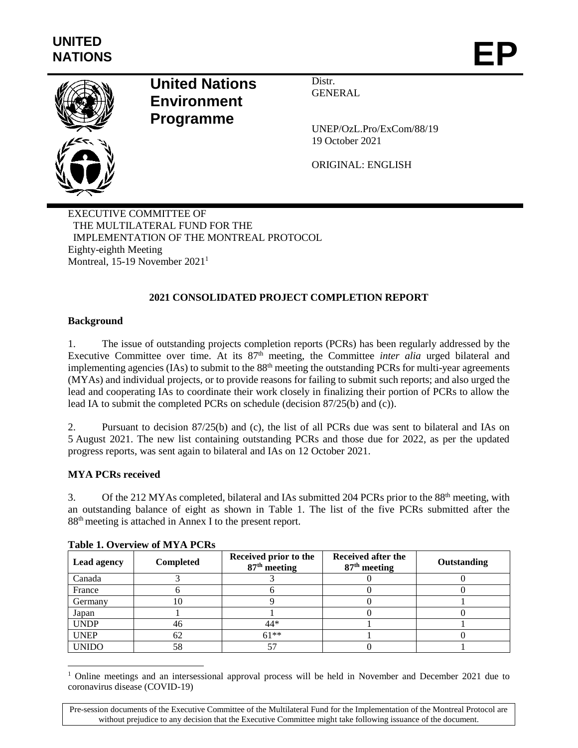**UNITED NATIONS**

**EP**

# United Nations Environment Programme

Distr.
GENERAL

UNEP/OzL.Pro/ExCom/88/19
19 October 2021

ORIGINAL: ENGLISH

EXECUTIVE COMMITTEE OF
THE MULTILATERAL FUND FOR THE
IMPLEMENTATION OF THE MONTREAL PROTOCOL
Eighty-eighth Meeting
Montreal, 15-19 November 2021[1]

## 2021 CONSOLIDATED PROJECT COMPLETION REPORT

### Background

1. The issue of outstanding projects completion reports (PCRs) has been regularly addressed by the Executive Committee over time. At its 87th meeting, the Committee *inter alia* urged bilateral and implementing agencies (IAs) to submit to the 88th meeting the outstanding PCRs for multi-year agreements (MYAs) and individual projects, or to provide reasons for failing to submit such reports; and also urged the lead and cooperating IAs to coordinate their work closely in finalizing their portion of PCRs to allow the lead IA to submit the completed PCRs on schedule (decision 87/25(b) and (c)).

2. Pursuant to decision 87/25(b) and (c), the list of all PCRs due was sent to bilateral and IAs on 5 August 2021. The new list containing outstanding PCRs and those due for 2022, as per the updated progress reports, was sent again to bilateral and IAs on 12 October 2021.

### MYA PCRs received

3. Of the 212 MYAs completed, bilateral and IAs submitted 204 PCRs prior to the 88th meeting, with an outstanding balance of eight as shown in Table 1. The list of the five PCRs submitted after the 88th meeting is attached in Annex I to the present report.

**Table 1. Overview of MYA PCRs**

| Lead agency | Completed | Received prior to the 87th meeting | Received after the 87th meeting | Outstanding |
|---|---|---|---|---|
| Canada | 3 | 3 | 0 | 0 |
| France | 6 | 6 | 0 | 0 |
| Germany | 10 | 9 | 0 | 1 |
| Japan | 1 | 1 | 0 | 0 |
| UNDP | 46 | 44* | 1 | 1 |
| UNEP | 62 | 61** | 1 | 0 |
| UNIDO | 58 | 57 | 0 | 1 |

[1] Online meetings and an intersessional approval process will be held in November and December 2021 due to coronavirus disease (COVID-19)

Pre-session documents of the Executive Committee of the Multilateral Fund for the Implementation of the Montreal Protocol are without prejudice to any decision that the Executive Committee might take following issuance of the document.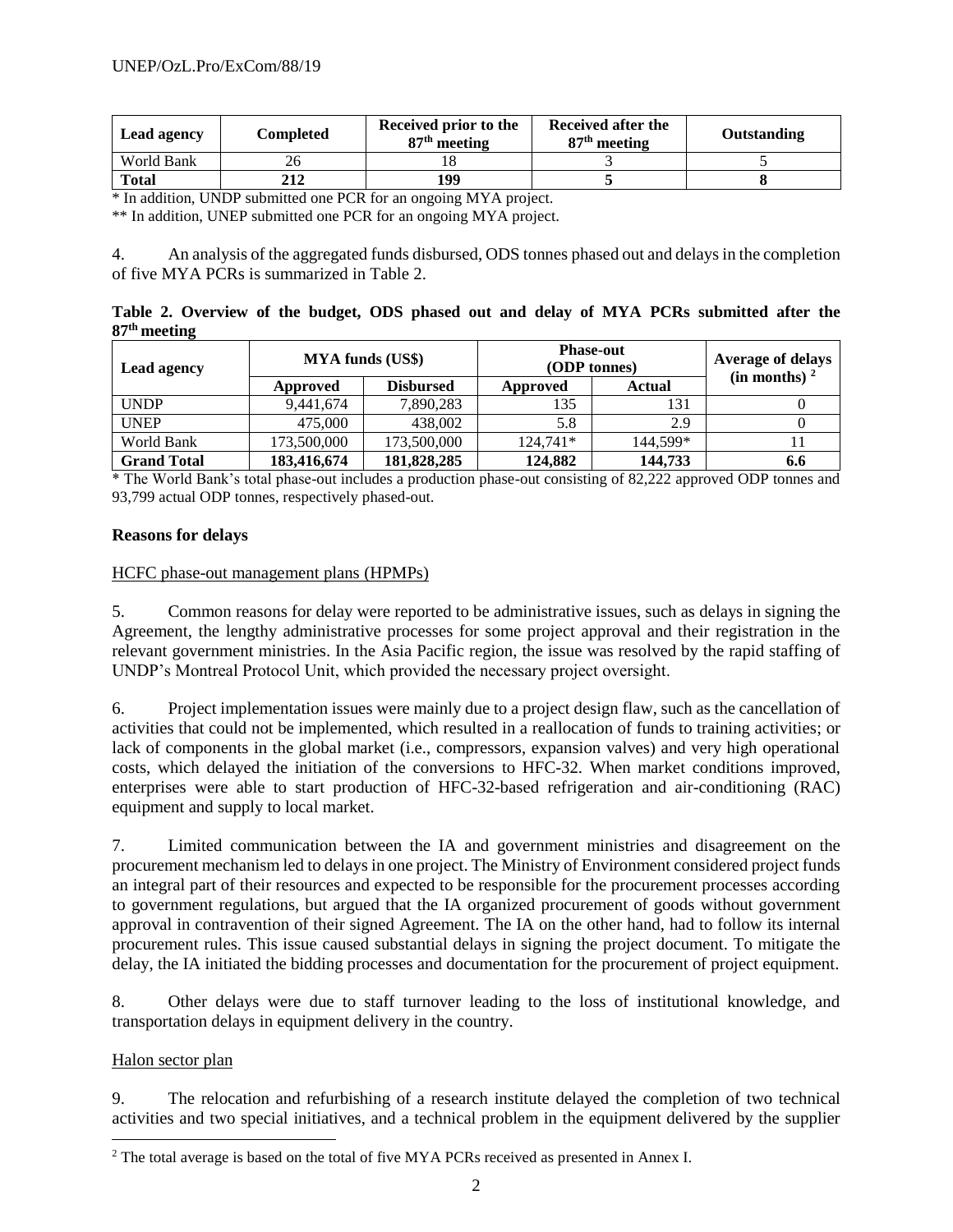| Lead agency | Completed | Received prior to the 87th meeting | Received after the 87th meeting | Outstanding |
|---|---|---|---|---|
| World Bank | 26 | 18 | 3 | 5 |
| **Total** | **212** | **199** | **5** | **8** |

\* In addition, UNDP submitted one PCR for an ongoing MYA project.

\*\* In addition, UNEP submitted one PCR for an ongoing MYA project.

4. An analysis of the aggregated funds disbursed, ODS tonnes phased out and delays in the completion of five MYA PCRs is summarized in Table 2.

**Table 2. Overview of the budget, ODS phased out and delay of MYA PCRs submitted after the 87th meeting**

| Lead agency | MYA funds (US$) | | Phase-out (ODP tonnes) | | Average of delays (in months) [2] |
|---|---|---|---|---|---|
| | Approved | Disbursed | Approved | Actual | |
| UNDP | 9,441,674 | 7,890,283 | 135 | 131 | 0 |
| UNEP | 475,000 | 438,002 | 5.8 | 2.9 | 0 |
| World Bank | 173,500,000 | 173,500,000 | 124,741* | 144,599* | 11 |
| **Grand Total** | **183,416,674** | **181,828,285** | **124,882** | **144,733** | **6.6** |

\* The World Bank's total phase-out includes a production phase-out consisting of 82,222 approved ODP tonnes and 93,799 actual ODP tonnes, respectively phased-out.

**Reasons for delays**

HCFC phase-out management plans (HPMPs)

5. Common reasons for delay were reported to be administrative issues, such as delays in signing the Agreement, the lengthy administrative processes for some project approval and their registration in the relevant government ministries. In the Asia Pacific region, the issue was resolved by the rapid staffing of UNDP's Montreal Protocol Unit, which provided the necessary project oversight.

6. Project implementation issues were mainly due to a project design flaw, such as the cancellation of activities that could not be implemented, which resulted in a reallocation of funds to training activities; or lack of components in the global market (i.e., compressors, expansion valves) and very high operational costs, which delayed the initiation of the conversions to HFC-32. When market conditions improved, enterprises were able to start production of HFC-32-based refrigeration and air-conditioning (RAC) equipment and supply to local market.

7. Limited communication between the IA and government ministries and disagreement on the procurement mechanism led to delays in one project. The Ministry of Environment considered project funds an integral part of their resources and expected to be responsible for the procurement processes according to government regulations, but argued that the IA organized procurement of goods without government approval in contravention of their signed Agreement. The IA on the other hand, had to follow its internal procurement rules. This issue caused substantial delays in signing the project document. To mitigate the delay, the IA initiated the bidding processes and documentation for the procurement of project equipment.

8. Other delays were due to staff turnover leading to the loss of institutional knowledge, and transportation delays in equipment delivery in the country.

Halon sector plan

9. The relocation and refurbishing of a research institute delayed the completion of two technical activities and two special initiatives, and a technical problem in the equipment delivered by the supplier

[2] The total average is based on the total of five MYA PCRs received as presented in Annex I.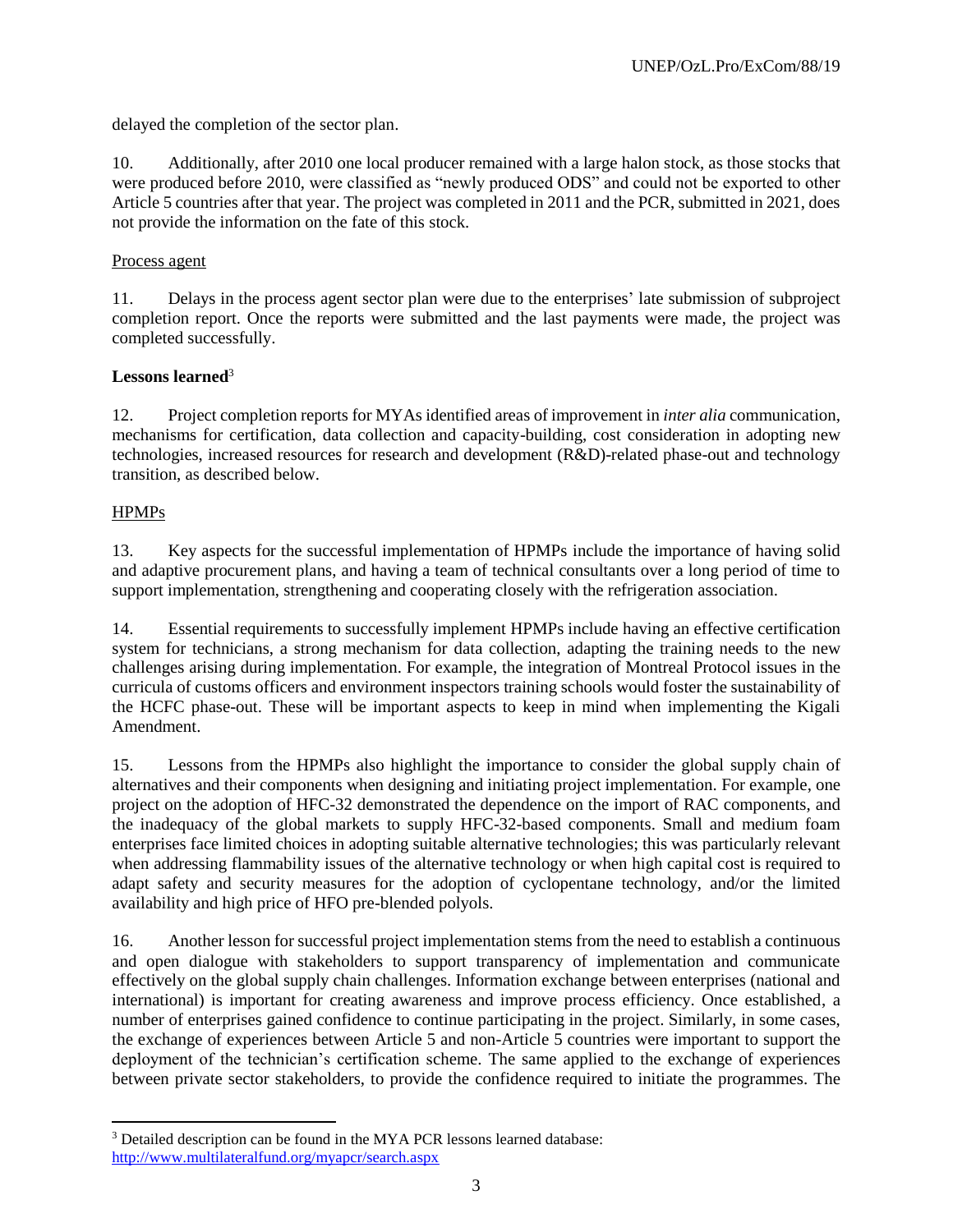delayed the completion of the sector plan.

10. Additionally, after 2010 one local producer remained with a large halon stock, as those stocks that were produced before 2010, were classified as "newly produced ODS" and could not be exported to other Article 5 countries after that year. The project was completed in 2011 and the PCR, submitted in 2021, does not provide the information on the fate of this stock.

Process agent

11. Delays in the process agent sector plan were due to the enterprises' late submission of subproject completion report. Once the reports were submitted and the last payments were made, the project was completed successfully.

**Lessons learned**[3]

12. Project completion reports for MYAs identified areas of improvement in *inter alia* communication, mechanisms for certification, data collection and capacity-building, cost consideration in adopting new technologies, increased resources for research and development (R&D)-related phase-out and technology transition, as described below.

HPMPs

13. Key aspects for the successful implementation of HPMPs include the importance of having solid and adaptive procurement plans, and having a team of technical consultants over a long period of time to support implementation, strengthening and cooperating closely with the refrigeration association.

14. Essential requirements to successfully implement HPMPs include having an effective certification system for technicians, a strong mechanism for data collection, adapting the training needs to the new challenges arising during implementation. For example, the integration of Montreal Protocol issues in the curricula of customs officers and environment inspectors training schools would foster the sustainability of the HCFC phase-out. These will be important aspects to keep in mind when implementing the Kigali Amendment.

15. Lessons from the HPMPs also highlight the importance to consider the global supply chain of alternatives and their components when designing and initiating project implementation. For example, one project on the adoption of HFC-32 demonstrated the dependence on the import of RAC components, and the inadequacy of the global markets to supply HFC-32-based components. Small and medium foam enterprises face limited choices in adopting suitable alternative technologies; this was particularly relevant when addressing flammability issues of the alternative technology or when high capital cost is required to adapt safety and security measures for the adoption of cyclopentane technology, and/or the limited availability and high price of HFO pre-blended polyols.

16. Another lesson for successful project implementation stems from the need to establish a continuous and open dialogue with stakeholders to support transparency of implementation and communicate effectively on the global supply chain challenges. Information exchange between enterprises (national and international) is important for creating awareness and improve process efficiency. Once established, a number of enterprises gained confidence to continue participating in the project. Similarly, in some cases, the exchange of experiences between Article 5 and non-Article 5 countries were important to support the deployment of the technician's certification scheme. The same applied to the exchange of experiences between private sector stakeholders, to provide the confidence required to initiate the programmes. The

[3] Detailed description can be found in the MYA PCR lessons learned database: http://www.multilateralfund.org/myapcr/search.aspx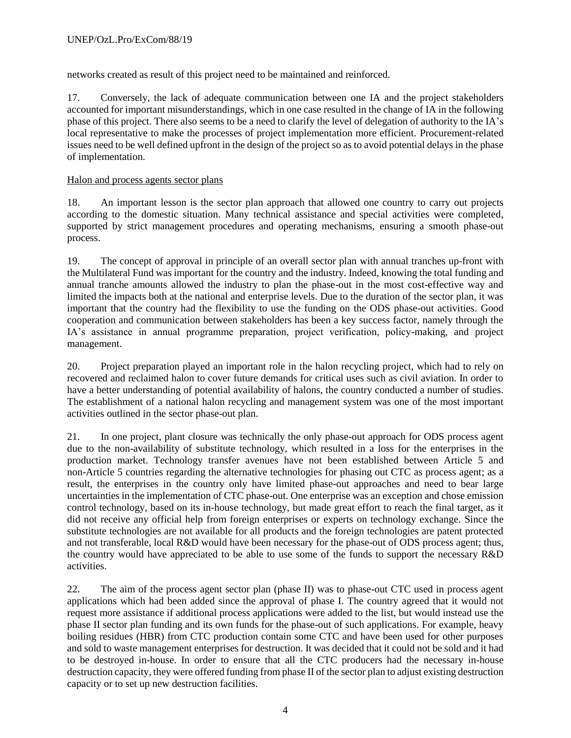networks created as result of this project need to be maintained and reinforced.

17. Conversely, the lack of adequate communication between one IA and the project stakeholders accounted for important misunderstandings, which in one case resulted in the change of IA in the following phase of this project. There also seems to be a need to clarify the level of delegation of authority to the IA's local representative to make the processes of project implementation more efficient. Procurement-related issues need to be well defined upfront in the design of the project so as to avoid potential delays in the phase of implementation.

Halon and process agents sector plans

18. An important lesson is the sector plan approach that allowed one country to carry out projects according to the domestic situation. Many technical assistance and special activities were completed, supported by strict management procedures and operating mechanisms, ensuring a smooth phase-out process.

19. The concept of approval in principle of an overall sector plan with annual tranches up-front with the Multilateral Fund was important for the country and the industry. Indeed, knowing the total funding and annual tranche amounts allowed the industry to plan the phase-out in the most cost-effective way and limited the impacts both at the national and enterprise levels. Due to the duration of the sector plan, it was important that the country had the flexibility to use the funding on the ODS phase-out activities. Good cooperation and communication between stakeholders has been a key success factor, namely through the IA's assistance in annual programme preparation, project verification, policy-making, and project management.

20. Project preparation played an important role in the halon recycling project, which had to rely on recovered and reclaimed halon to cover future demands for critical uses such as civil aviation. In order to have a better understanding of potential availability of halons, the country conducted a number of studies. The establishment of a national halon recycling and management system was one of the most important activities outlined in the sector phase-out plan.

21. In one project, plant closure was technically the only phase-out approach for ODS process agent due to the non-availability of substitute technology, which resulted in a loss for the enterprises in the production market. Technology transfer avenues have not been established between Article 5 and non-Article 5 countries regarding the alternative technologies for phasing out CTC as process agent; as a result, the enterprises in the country only have limited phase-out approaches and need to bear large uncertainties in the implementation of CTC phase-out. One enterprise was an exception and chose emission control technology, based on its in-house technology, but made great effort to reach the final target, as it did not receive any official help from foreign enterprises or experts on technology exchange. Since the substitute technologies are not available for all products and the foreign technologies are patent protected and not transferable, local R&D would have been necessary for the phase-out of ODS process agent; thus, the country would have appreciated to be able to use some of the funds to support the necessary R&D activities.

22. The aim of the process agent sector plan (phase II) was to phase-out CTC used in process agent applications which had been added since the approval of phase I. The country agreed that it would not request more assistance if additional process applications were added to the list, but would instead use the phase II sector plan funding and its own funds for the phase-out of such applications. For example, heavy boiling residues (HBR) from CTC production contain some CTC and have been used for other purposes and sold to waste management enterprises for destruction. It was decided that it could not be sold and it had to be destroyed in-house. In order to ensure that all the CTC producers had the necessary in-house destruction capacity, they were offered funding from phase II of the sector plan to adjust existing destruction capacity or to set up new destruction facilities.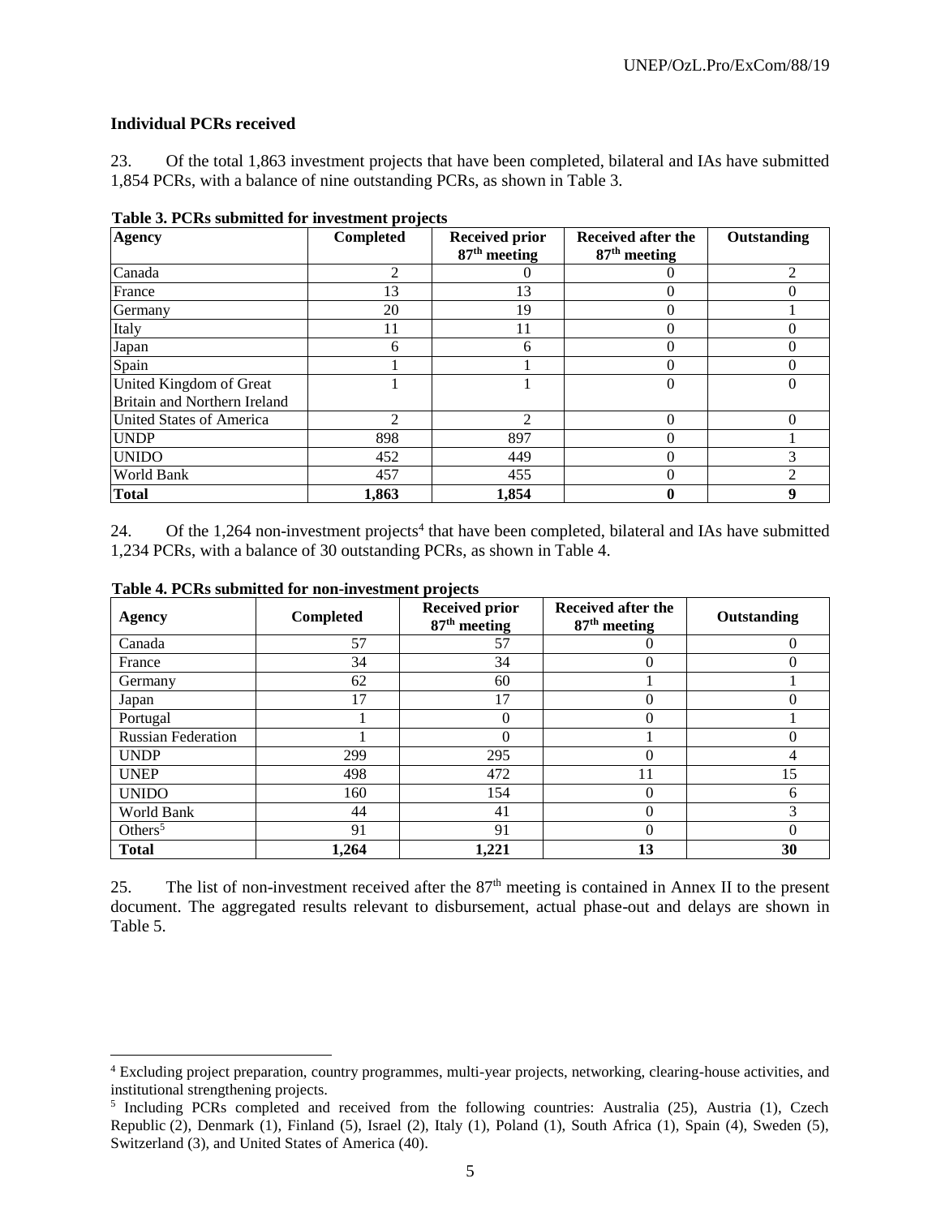**Individual PCRs received**

23. Of the total 1,863 investment projects that have been completed, bilateral and IAs have submitted 1,854 PCRs, with a balance of nine outstanding PCRs, as shown in Table 3.

**Table 3. PCRs submitted for investment projects**

| Agency | Completed | Received prior 87th meeting | Received after the 87th meeting | Outstanding |
|---|---|---|---|---|
| Canada | 2 | 0 | 0 | 2 |
| France | 13 | 13 | 0 | 0 |
| Germany | 20 | 19 | 0 | 1 |
| Italy | 11 | 11 | 0 | 0 |
| Japan | 6 | 6 | 0 | 0 |
| Spain | 1 | 1 | 0 | 0 |
| United Kingdom of Great Britain and Northern Ireland | 1 | 1 | 0 | 0 |
| United States of America | 2 | 2 | 0 | 0 |
| UNDP | 898 | 897 | 0 | 1 |
| UNIDO | 452 | 449 | 0 | 3 |
| World Bank | 457 | 455 | 0 | 2 |
| **Total** | **1,863** | **1,854** | **0** | **9** |

24. Of the 1,264 non-investment projects[4] that have been completed, bilateral and IAs have submitted 1,234 PCRs, with a balance of 30 outstanding PCRs, as shown in Table 4.

**Table 4. PCRs submitted for non-investment projects**

| Agency | Completed | Received prior 87th meeting | Received after the 87th meeting | Outstanding |
|---|---|---|---|---|
| Canada | 57 | 57 | 0 | 0 |
| France | 34 | 34 | 0 | 0 |
| Germany | 62 | 60 | 1 | 1 |
| Japan | 17 | 17 | 0 | 0 |
| Portugal | 1 | 0 | 0 | 1 |
| Russian Federation | 1 | 0 | 1 | 0 |
| UNDP | 299 | 295 | 0 | 4 |
| UNEP | 498 | 472 | 11 | 15 |
| UNIDO | 160 | 154 | 0 | 6 |
| World Bank | 44 | 41 | 0 | 3 |
| Others[5] | 91 | 91 | 0 | 0 |
| **Total** | **1,264** | **1,221** | **13** | **30** |

25. The list of non-investment received after the 87th meeting is contained in Annex II to the present document. The aggregated results relevant to disbursement, actual phase-out and delays are shown in Table 5.

[4] Excluding project preparation, country programmes, multi-year projects, networking, clearing-house activities, and institutional strengthening projects.

[5] Including PCRs completed and received from the following countries: Australia (25), Austria (1), Czech Republic (2), Denmark (1), Finland (5), Israel (2), Italy (1), Poland (1), South Africa (1), Spain (4), Sweden (5), Switzerland (3), and United States of America (40).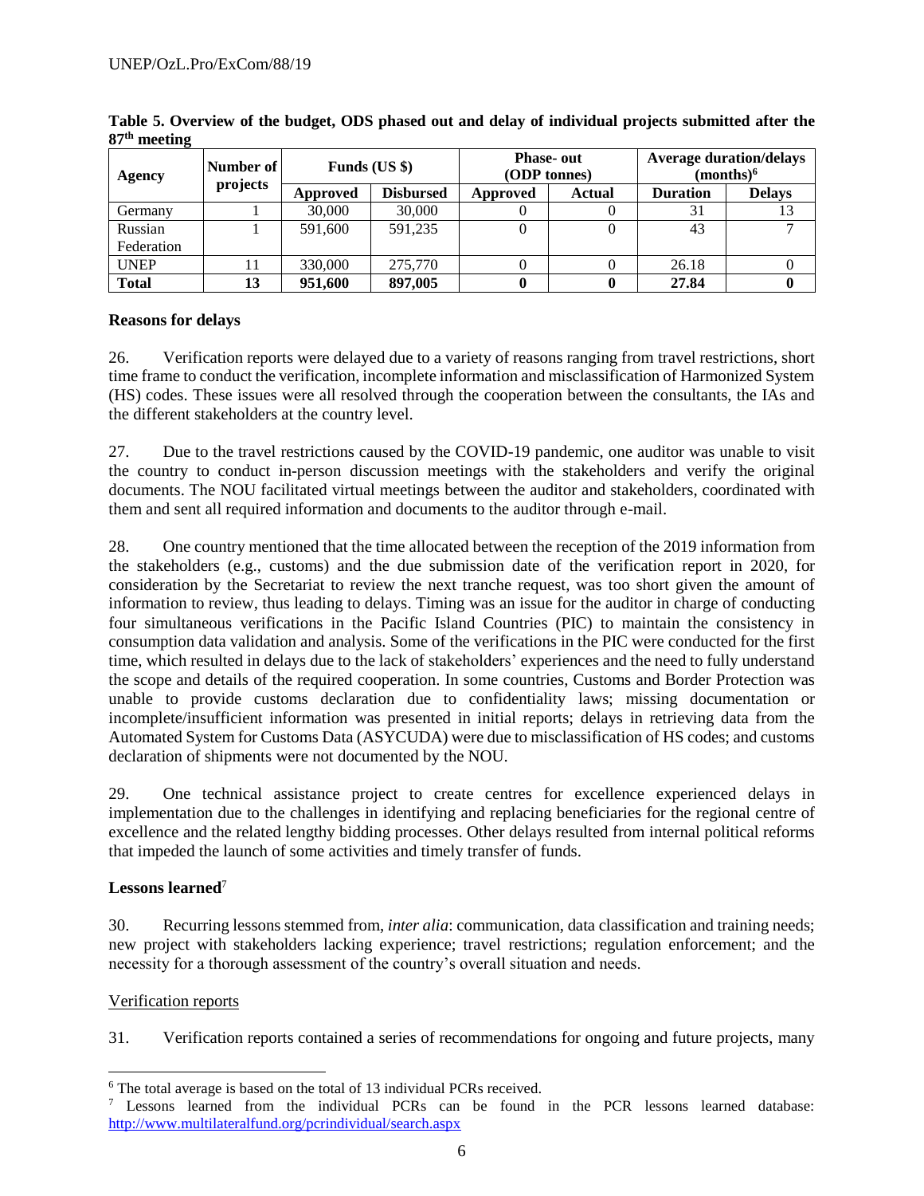**Table 5. Overview of the budget, ODS phased out and delay of individual projects submitted after the 87th meeting**

| Agency | Number of projects | Funds (US $) | | Phase- out (ODP tonnes) | | Average duration/delays (months)[6] | |
|---|---|---|---|---|---|---|---|
| | | Approved | Disbursed | Approved | Actual | Duration | Delays |
| Germany | 1 | 30,000 | 30,000 | 0 | 0 | 31 | 13 |
| Russian Federation | 1 | 591,600 | 591,235 | 0 | 0 | 43 | 7 |
| UNEP | 11 | 330,000 | 275,770 | 0 | 0 | 26.18 | 0 |
| **Total** | **13** | **951,600** | **897,005** | **0** | **0** | **27.84** | **0** |

**Reasons for delays**

26. Verification reports were delayed due to a variety of reasons ranging from travel restrictions, short time frame to conduct the verification, incomplete information and misclassification of Harmonized System (HS) codes. These issues were all resolved through the cooperation between the consultants, the IAs and the different stakeholders at the country level.

27. Due to the travel restrictions caused by the COVID-19 pandemic, one auditor was unable to visit the country to conduct in-person discussion meetings with the stakeholders and verify the original documents. The NOU facilitated virtual meetings between the auditor and stakeholders, coordinated with them and sent all required information and documents to the auditor through e-mail.

28. One country mentioned that the time allocated between the reception of the 2019 information from the stakeholders (e.g., customs) and the due submission date of the verification report in 2020, for consideration by the Secretariat to review the next tranche request, was too short given the amount of information to review, thus leading to delays. Timing was an issue for the auditor in charge of conducting four simultaneous verifications in the Pacific Island Countries (PIC) to maintain the consistency in consumption data validation and analysis. Some of the verifications in the PIC were conducted for the first time, which resulted in delays due to the lack of stakeholders' experiences and the need to fully understand the scope and details of the required cooperation. In some countries, Customs and Border Protection was unable to provide customs declaration due to confidentiality laws; missing documentation or incomplete/insufficient information was presented in initial reports; delays in retrieving data from the Automated System for Customs Data (ASYCUDA) were due to misclassification of HS codes; and customs declaration of shipments were not documented by the NOU.

29. One technical assistance project to create centres for excellence experienced delays in implementation due to the challenges in identifying and replacing beneficiaries for the regional centre of excellence and the related lengthy bidding processes. Other delays resulted from internal political reforms that impeded the launch of some activities and timely transfer of funds.

**Lessons learned**[7]

30. Recurring lessons stemmed from, *inter alia*: communication, data classification and training needs; new project with stakeholders lacking experience; travel restrictions; regulation enforcement; and the necessity for a thorough assessment of the country's overall situation and needs.

Verification reports

31. Verification reports contained a series of recommendations for ongoing and future projects, many

---

[6] The total average is based on the total of 13 individual PCRs received.

[7] Lessons learned from the individual PCRs can be found in the PCR lessons learned database: http://www.multilateralfund.org/pcrindividual/search.aspx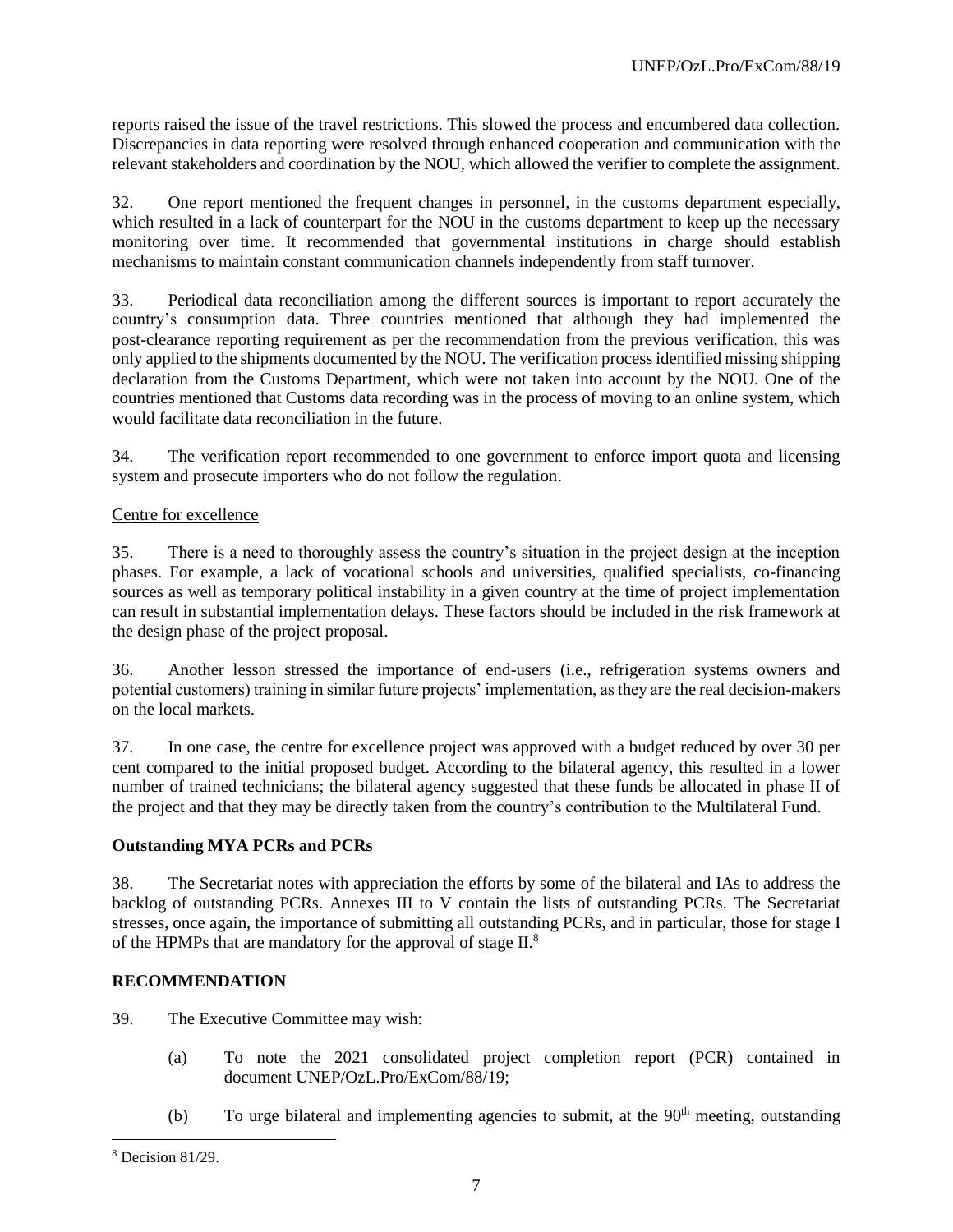reports raised the issue of the travel restrictions. This slowed the process and encumbered data collection. Discrepancies in data reporting were resolved through enhanced cooperation and communication with the relevant stakeholders and coordination by the NOU, which allowed the verifier to complete the assignment.

32. One report mentioned the frequent changes in personnel, in the customs department especially, which resulted in a lack of counterpart for the NOU in the customs department to keep up the necessary monitoring over time. It recommended that governmental institutions in charge should establish mechanisms to maintain constant communication channels independently from staff turnover.

33. Periodical data reconciliation among the different sources is important to report accurately the country's consumption data. Three countries mentioned that although they had implemented the post-clearance reporting requirement as per the recommendation from the previous verification, this was only applied to the shipments documented by the NOU. The verification process identified missing shipping declaration from the Customs Department, which were not taken into account by the NOU. One of the countries mentioned that Customs data recording was in the process of moving to an online system, which would facilitate data reconciliation in the future.

34. The verification report recommended to one government to enforce import quota and licensing system and prosecute importers who do not follow the regulation.

Centre for excellence

35. There is a need to thoroughly assess the country's situation in the project design at the inception phases. For example, a lack of vocational schools and universities, qualified specialists, co-financing sources as well as temporary political instability in a given country at the time of project implementation can result in substantial implementation delays. These factors should be included in the risk framework at the design phase of the project proposal.

36. Another lesson stressed the importance of end-users (i.e., refrigeration systems owners and potential customers) training in similar future projects' implementation, as they are the real decision-makers on the local markets.

37. In one case, the centre for excellence project was approved with a budget reduced by over 30 per cent compared to the initial proposed budget. According to the bilateral agency, this resulted in a lower number of trained technicians; the bilateral agency suggested that these funds be allocated in phase II of the project and that they may be directly taken from the country's contribution to the Multilateral Fund.

**Outstanding MYA PCRs and PCRs**

38. The Secretariat notes with appreciation the efforts by some of the bilateral and IAs to address the backlog of outstanding PCRs. Annexes III to V contain the lists of outstanding PCRs. The Secretariat stresses, once again, the importance of submitting all outstanding PCRs, and in particular, those for stage I of the HPMPs that are mandatory for the approval of stage II.[8]

**RECOMMENDATION**

39. The Executive Committee may wish:

(a) To note the 2021 consolidated project completion report (PCR) contained in document UNEP/OzL.Pro/ExCom/88/19;

(b) To urge bilateral and implementing agencies to submit, at the 90th meeting, outstanding

[8] Decision 81/29.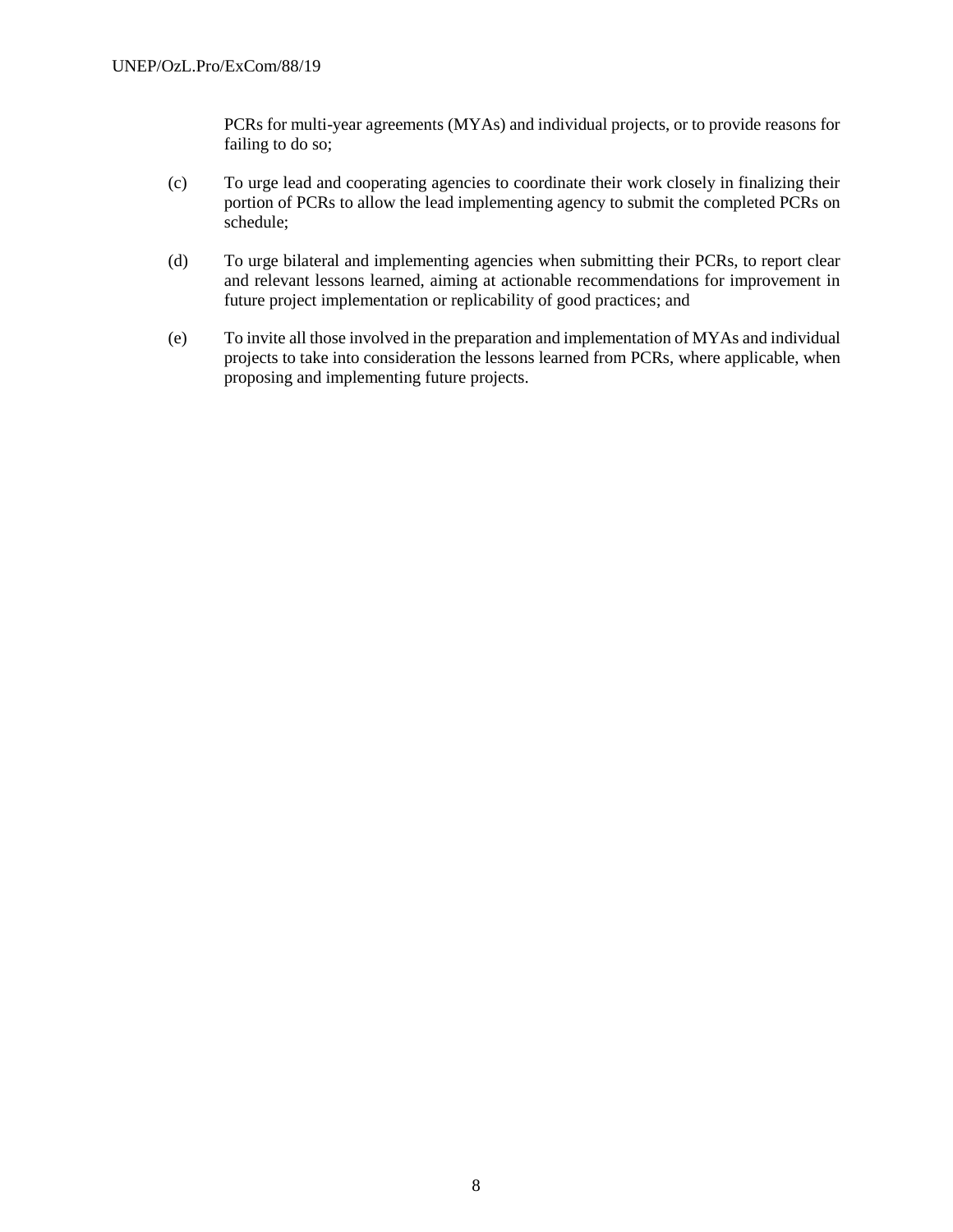PCRs for multi-year agreements (MYAs) and individual projects, or to provide reasons for failing to do so;

(c) To urge lead and cooperating agencies to coordinate their work closely in finalizing their portion of PCRs to allow the lead implementing agency to submit the completed PCRs on schedule;

(d) To urge bilateral and implementing agencies when submitting their PCRs, to report clear and relevant lessons learned, aiming at actionable recommendations for improvement in future project implementation or replicability of good practices; and

(e) To invite all those involved in the preparation and implementation of MYAs and individual projects to take into consideration the lessons learned from PCRs, where applicable, when proposing and implementing future projects.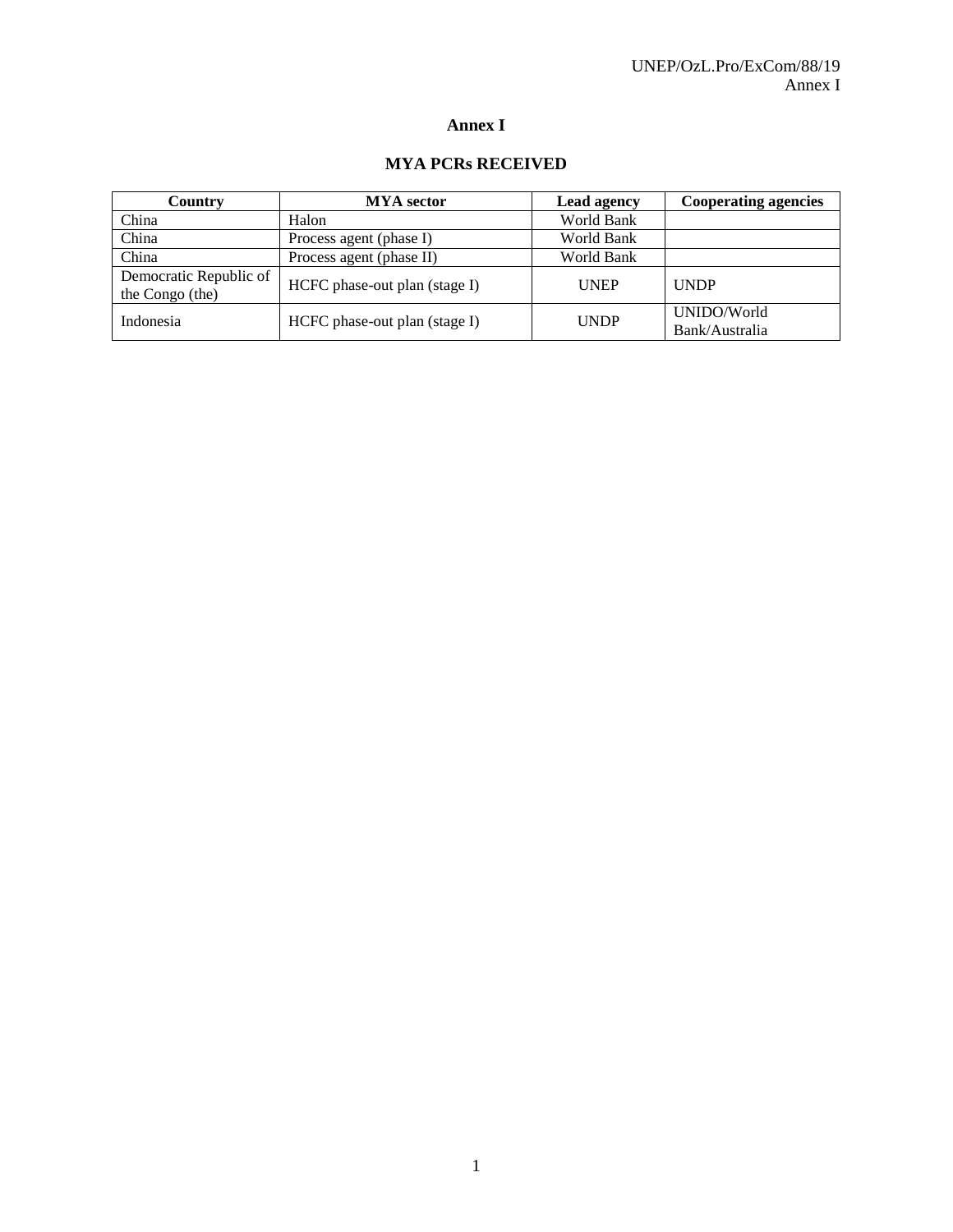# Annex I

## MYA PCRs RECEIVED

| Country | MYA sector | Lead agency | Cooperating agencies |
|---|---|---|---|
| China | Halon | World Bank | |
| China | Process agent (phase I) | World Bank | |
| China | Process agent (phase II) | World Bank | |
| Democratic Republic of the Congo (the) | HCFC phase-out plan (stage I) | UNEP | UNDP |
| Indonesia | HCFC phase-out plan (stage I) | UNDP | UNIDO/World Bank/Australia |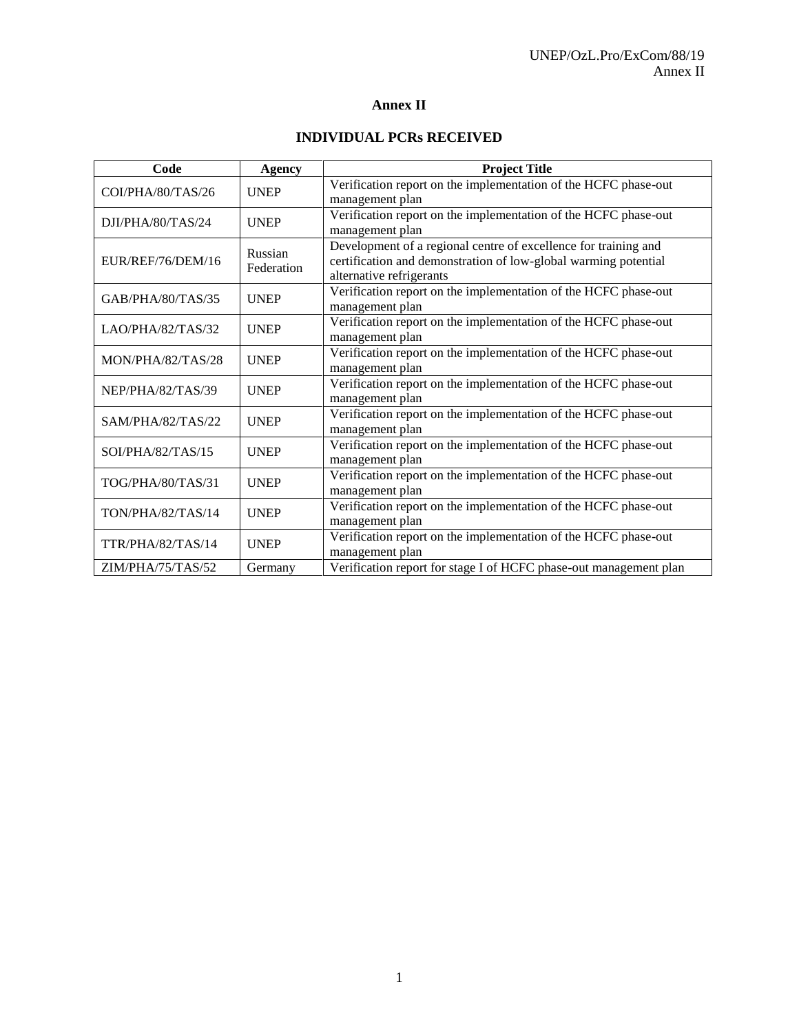# Annex II

## INDIVIDUAL PCRs RECEIVED

| Code | Agency | Project Title |
|---|---|---|
| COI/PHA/80/TAS/26 | UNEP | Verification report on the implementation of the HCFC phase-out management plan |
| DJI/PHA/80/TAS/24 | UNEP | Verification report on the implementation of the HCFC phase-out management plan |
| EUR/REF/76/DEM/16 | Russian Federation | Development of a regional centre of excellence for training and certification and demonstration of low-global warming potential alternative refrigerants |
| GAB/PHA/80/TAS/35 | UNEP | Verification report on the implementation of the HCFC phase-out management plan |
| LAO/PHA/82/TAS/32 | UNEP | Verification report on the implementation of the HCFC phase-out management plan |
| MON/PHA/82/TAS/28 | UNEP | Verification report on the implementation of the HCFC phase-out management plan |
| NEP/PHA/82/TAS/39 | UNEP | Verification report on the implementation of the HCFC phase-out management plan |
| SAM/PHA/82/TAS/22 | UNEP | Verification report on the implementation of the HCFC phase-out management plan |
| SOI/PHA/82/TAS/15 | UNEP | Verification report on the implementation of the HCFC phase-out management plan |
| TOG/PHA/80/TAS/31 | UNEP | Verification report on the implementation of the HCFC phase-out management plan |
| TON/PHA/82/TAS/14 | UNEP | Verification report on the implementation of the HCFC phase-out management plan |
| TTR/PHA/82/TAS/14 | UNEP | Verification report on the implementation of the HCFC phase-out management plan |
| ZIM/PHA/75/TAS/52 | Germany | Verification report for stage I of HCFC phase-out management plan |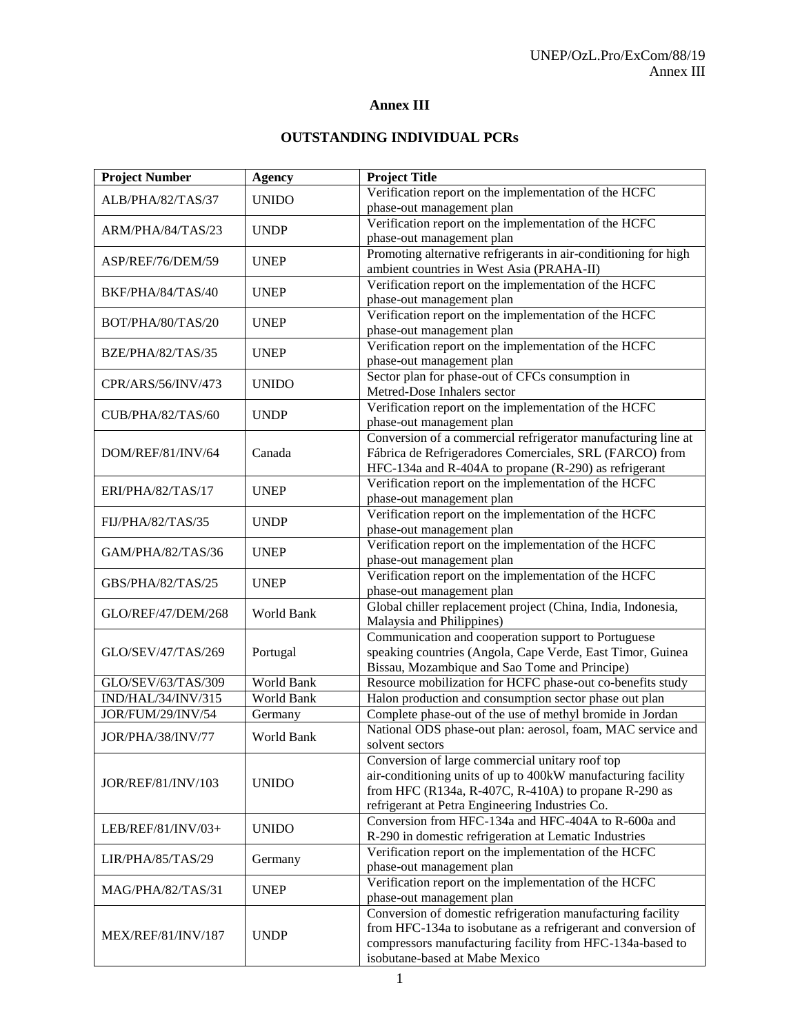# Annex III

## OUTSTANDING INDIVIDUAL PCRs

| Project Number | Agency | Project Title |
|---|---|---|
| ALB/PHA/82/TAS/37 | UNIDO | Verification report on the implementation of the HCFC phase-out management plan |
| ARM/PHA/84/TAS/23 | UNDP | Verification report on the implementation of the HCFC phase-out management plan |
| ASP/REF/76/DEM/59 | UNEP | Promoting alternative refrigerants in air-conditioning for high ambient countries in West Asia (PRAHA-II) |
| BKF/PHA/84/TAS/40 | UNEP | Verification report on the implementation of the HCFC phase-out management plan |
| BOT/PHA/80/TAS/20 | UNEP | Verification report on the implementation of the HCFC phase-out management plan |
| BZE/PHA/82/TAS/35 | UNEP | Verification report on the implementation of the HCFC phase-out management plan |
| CPR/ARS/56/INV/473 | UNIDO | Sector plan for phase-out of CFCs consumption in Metred-Dose Inhalers sector |
| CUB/PHA/82/TAS/60 | UNDP | Verification report on the implementation of the HCFC phase-out management plan |
| DOM/REF/81/INV/64 | Canada | Conversion of a commercial refrigerator manufacturing line at Fábrica de Refrigeradores Comerciales, SRL (FARCO) from HFC-134a and R-404A to propane (R-290) as refrigerant |
| ERI/PHA/82/TAS/17 | UNEP | Verification report on the implementation of the HCFC phase-out management plan |
| FIJ/PHA/82/TAS/35 | UNDP | Verification report on the implementation of the HCFC phase-out management plan |
| GAM/PHA/82/TAS/36 | UNEP | Verification report on the implementation of the HCFC phase-out management plan |
| GBS/PHA/82/TAS/25 | UNEP | Verification report on the implementation of the HCFC phase-out management plan |
| GLO/REF/47/DEM/268 | World Bank | Global chiller replacement project (China, India, Indonesia, Malaysia and Philippines) |
| GLO/SEV/47/TAS/269 | Portugal | Communication and cooperation support to Portuguese speaking countries (Angola, Cape Verde, East Timor, Guinea Bissau, Mozambique and Sao Tome and Principe) |
| GLO/SEV/63/TAS/309 | World Bank | Resource mobilization for HCFC phase-out co-benefits study |
| IND/HAL/34/INV/315 | World Bank | Halon production and consumption sector phase out plan |
| JOR/FUM/29/INV/54 | Germany | Complete phase-out of the use of methyl bromide in Jordan |
| JOR/PHA/38/INV/77 | World Bank | National ODS phase-out plan: aerosol, foam, MAC service and solvent sectors |
| JOR/REF/81/INV/103 | UNIDO | Conversion of large commercial unitary roof top air-conditioning units of up to 400kW manufacturing facility from HFC (R134a, R-407C, R-410A) to propane R-290 as refrigerant at Petra Engineering Industries Co. |
| LEB/REF/81/INV/03+ | UNIDO | Conversion from HFC-134a and HFC-404A to R-600a and R-290 in domestic refrigeration at Lematic Industries |
| LIR/PHA/85/TAS/29 | Germany | Verification report on the implementation of the HCFC phase-out management plan |
| MAG/PHA/82/TAS/31 | UNEP | Verification report on the implementation of the HCFC phase-out management plan |
| MEX/REF/81/INV/187 | UNDP | Conversion of domestic refrigeration manufacturing facility from HFC-134a to isobutane as a refrigerant and conversion of compressors manufacturing facility from HFC-134a-based to isobutane-based at Mabe Mexico |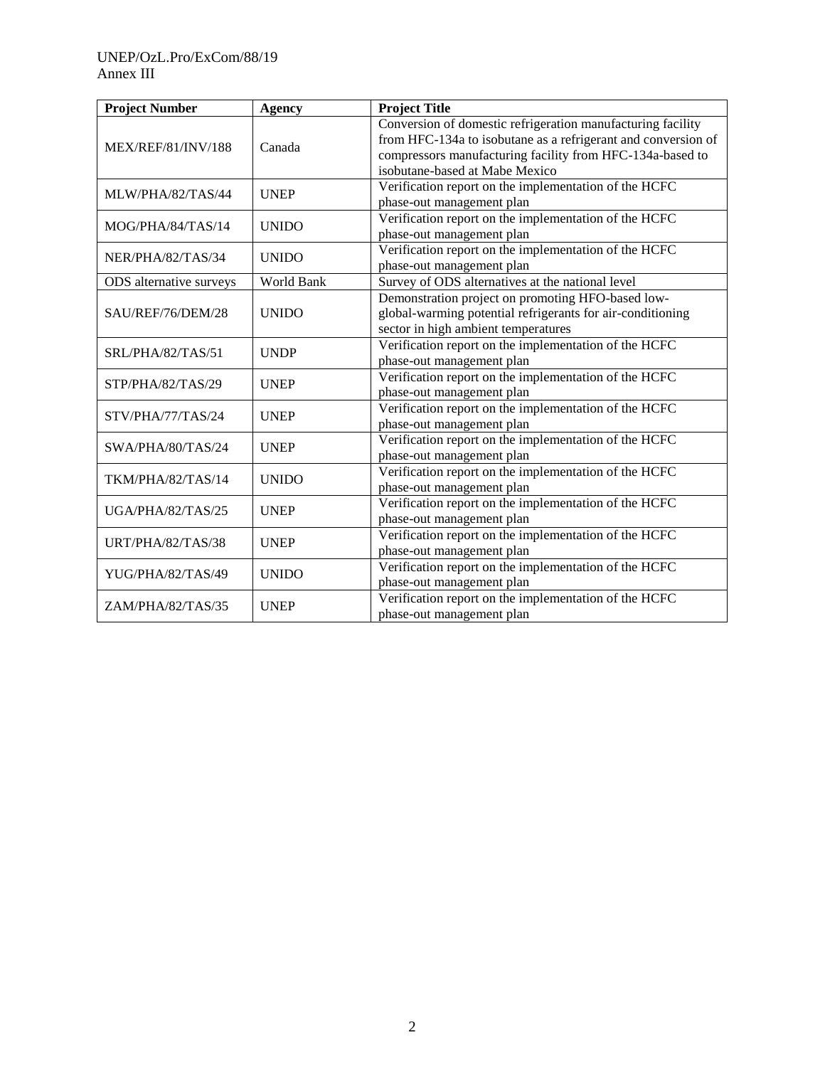| Project Number | Agency | Project Title |
|---|---|---|
| MEX/REF/81/INV/188 | Canada | Conversion of domestic refrigeration manufacturing facility from HFC-134a to isobutane as a refrigerant and conversion of compressors manufacturing facility from HFC-134a-based to isobutane-based at Mabe Mexico |
| MLW/PHA/82/TAS/44 | UNEP | Verification report on the implementation of the HCFC phase-out management plan |
| MOG/PHA/84/TAS/14 | UNIDO | Verification report on the implementation of the HCFC phase-out management plan |
| NER/PHA/82/TAS/34 | UNIDO | Verification report on the implementation of the HCFC phase-out management plan |
| ODS alternative surveys | World Bank | Survey of ODS alternatives at the national level |
| SAU/REF/76/DEM/28 | UNIDO | Demonstration project on promoting HFO-based low-global-warming potential refrigerants for air-conditioning sector in high ambient temperatures |
| SRL/PHA/82/TAS/51 | UNDP | Verification report on the implementation of the HCFC phase-out management plan |
| STP/PHA/82/TAS/29 | UNEP | Verification report on the implementation of the HCFC phase-out management plan |
| STV/PHA/77/TAS/24 | UNEP | Verification report on the implementation of the HCFC phase-out management plan |
| SWA/PHA/80/TAS/24 | UNEP | Verification report on the implementation of the HCFC phase-out management plan |
| TKM/PHA/82/TAS/14 | UNIDO | Verification report on the implementation of the HCFC phase-out management plan |
| UGA/PHA/82/TAS/25 | UNEP | Verification report on the implementation of the HCFC phase-out management plan |
| URT/PHA/82/TAS/38 | UNEP | Verification report on the implementation of the HCFC phase-out management plan |
| YUG/PHA/82/TAS/49 | UNIDO | Verification report on the implementation of the HCFC phase-out management plan |
| ZAM/PHA/82/TAS/35 | UNEP | Verification report on the implementation of the HCFC phase-out management plan |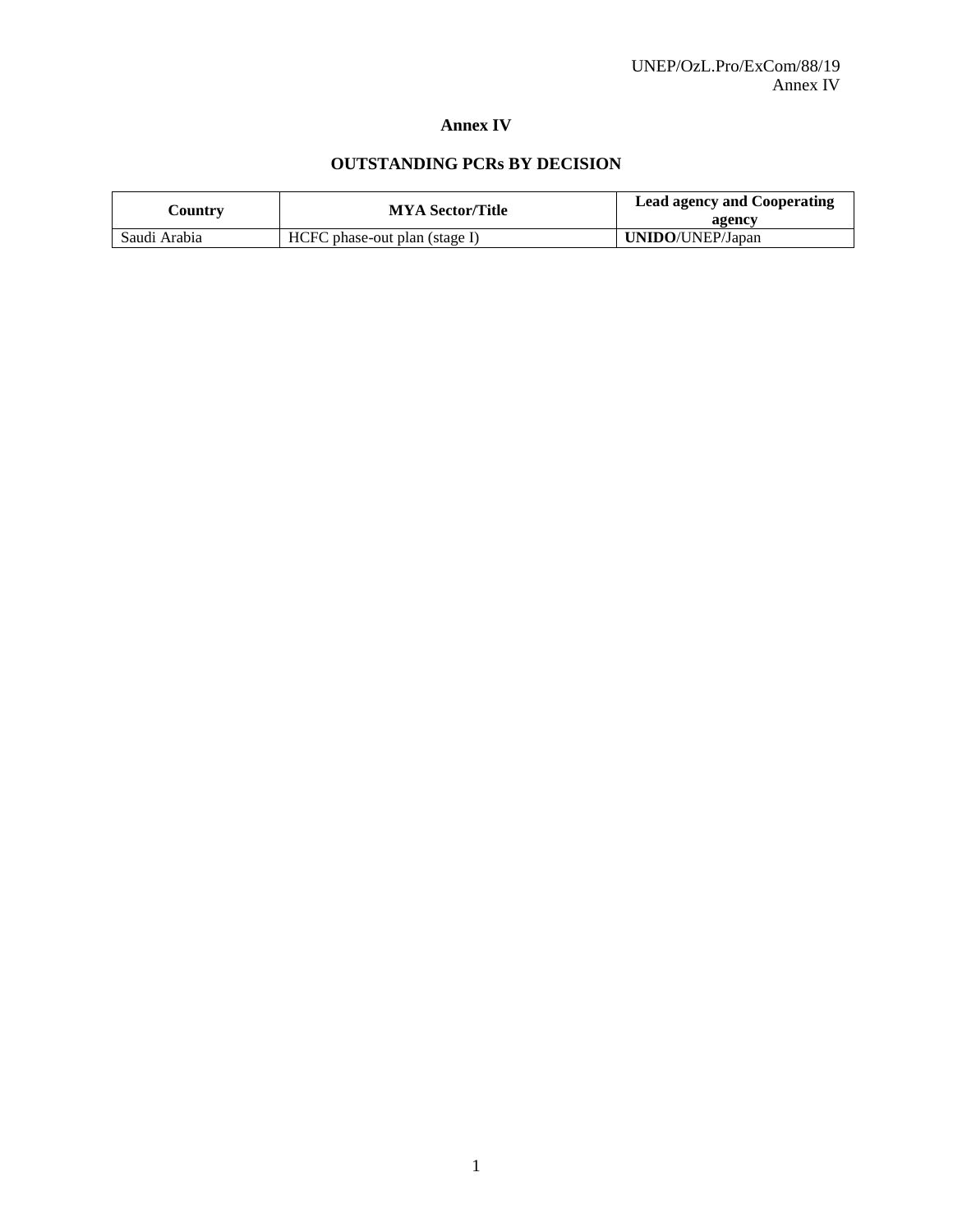# Annex IV

## OUTSTANDING PCRs BY DECISION

| Country | MYA Sector/Title | Lead agency and Cooperating agency |
|---|---|---|
| Saudi Arabia | HCFC phase-out plan (stage I) | **UNIDO**/UNEP/Japan |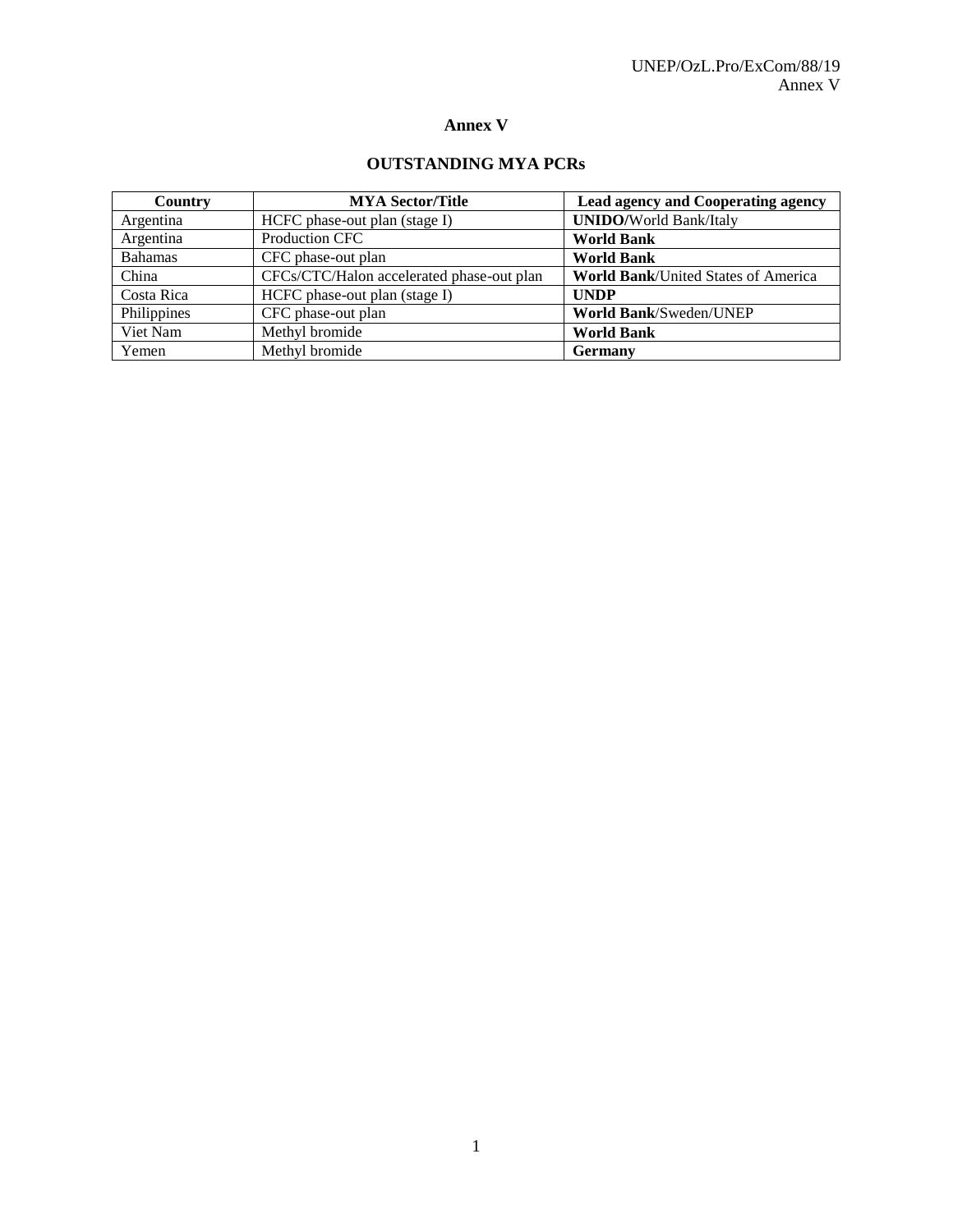# Annex V

## OUTSTANDING MYA PCRs

| Country | MYA Sector/Title | Lead agency and Cooperating agency |
|---|---|---|
| Argentina | HCFC phase-out plan (stage I) | **UNIDO/**World Bank/Italy |
| Argentina | Production CFC | **World Bank** |
| Bahamas | CFC phase-out plan | **World Bank** |
| China | CFCs/CTC/Halon accelerated phase-out plan | **World Bank**/United States of America |
| Costa Rica | HCFC phase-out plan (stage I) | **UNDP** |
| Philippines | CFC phase-out plan | **World Bank**/Sweden/UNEP |
| Viet Nam | Methyl bromide | **World Bank** |
| Yemen | Methyl bromide | **Germany** |